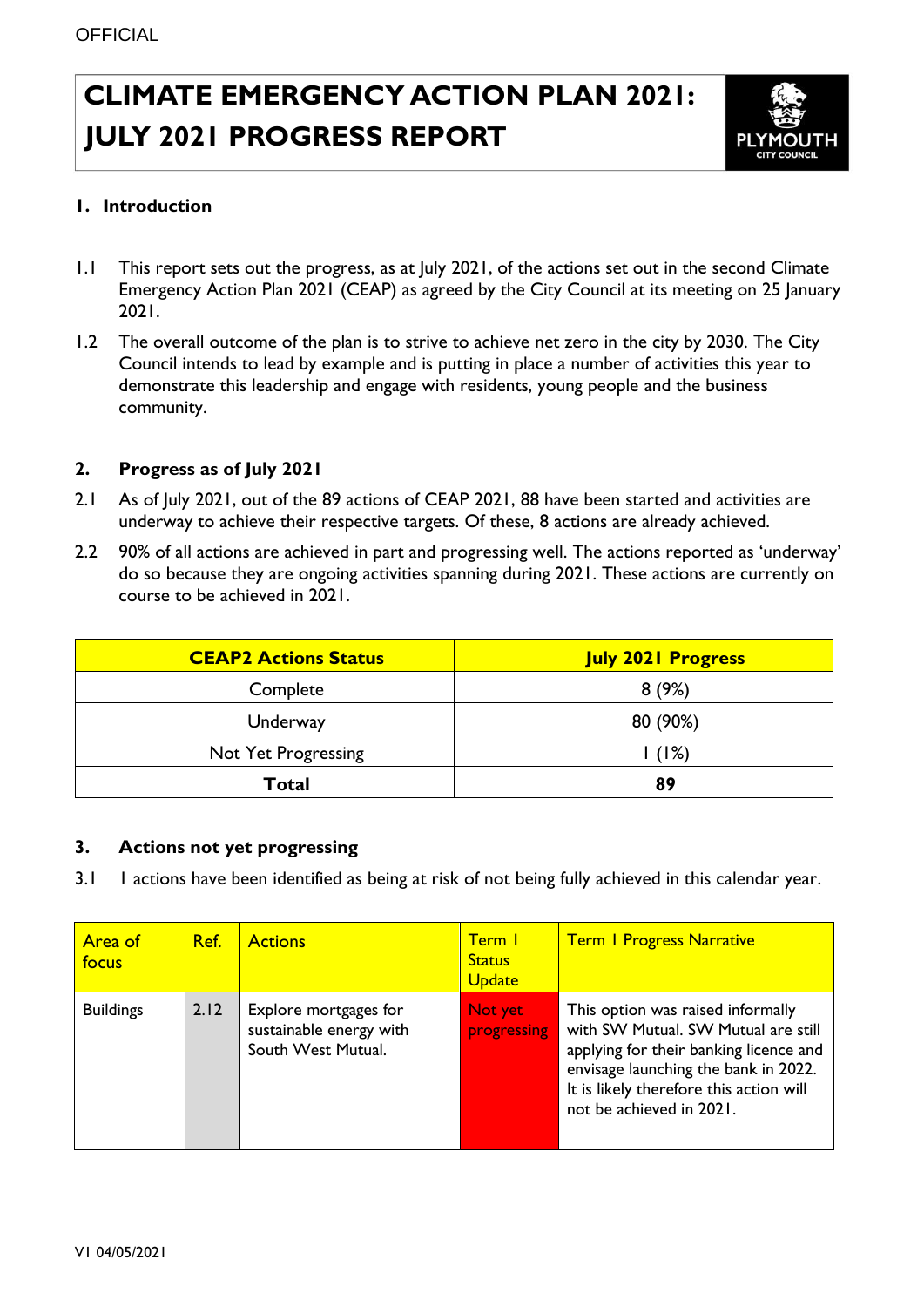# CLIMATE EMERGENCY ACTION PLAN 2021: JULY 2021 PROGRESS REPORT

## 1. Introduction

1.1 This report sets out the progress, as at July 2021, of the actions set out in the second Climate Emergency Action Plan 2021 (CEAP) as agreed by the City Council at its meeting on 25 January 2021.

1.2 The overall outcome of the plan is to strive to achieve net zero in the city by 2030. The City Council intends to lead by example and is putting in place a number of activities this year to demonstrate this leadership and engage with residents, young people and the business community.

## 2. Progress as of July 2021

2.1 As of July 2021, out of the 89 actions of CEAP 2021, 88 have been started and activities are underway to achieve their respective targets. Of these, 8 actions are already achieved.

2.2 90% of all actions are achieved in part and progressing well. The actions reported as 'underway' do so because they are ongoing activities spanning during 2021. These actions are currently on course to be achieved in 2021.

| CEAP2 Actions Status | July 2021 Progress |
|---|---|
| Complete | 8 (9%) |
| Underway | 80 (90%) |
| Not Yet Progressing | 1 (1%) |
| **Total** | **89** |

## 3. Actions not yet progressing

3.1 1 actions have been identified as being at risk of not being fully achieved in this calendar year.

| Area of focus | Ref. | Actions | Term 1 Status Update | Term 1 Progress Narrative |
|---|---|---|---|---|
| Buildings | 2.12 | Explore mortgages for sustainable energy with South West Mutual. | Not yet progressing | This option was raised informally with SW Mutual. SW Mutual are still applying for their banking licence and envisage launching the bank in 2022. It is likely therefore this action will not be achieved in 2021. |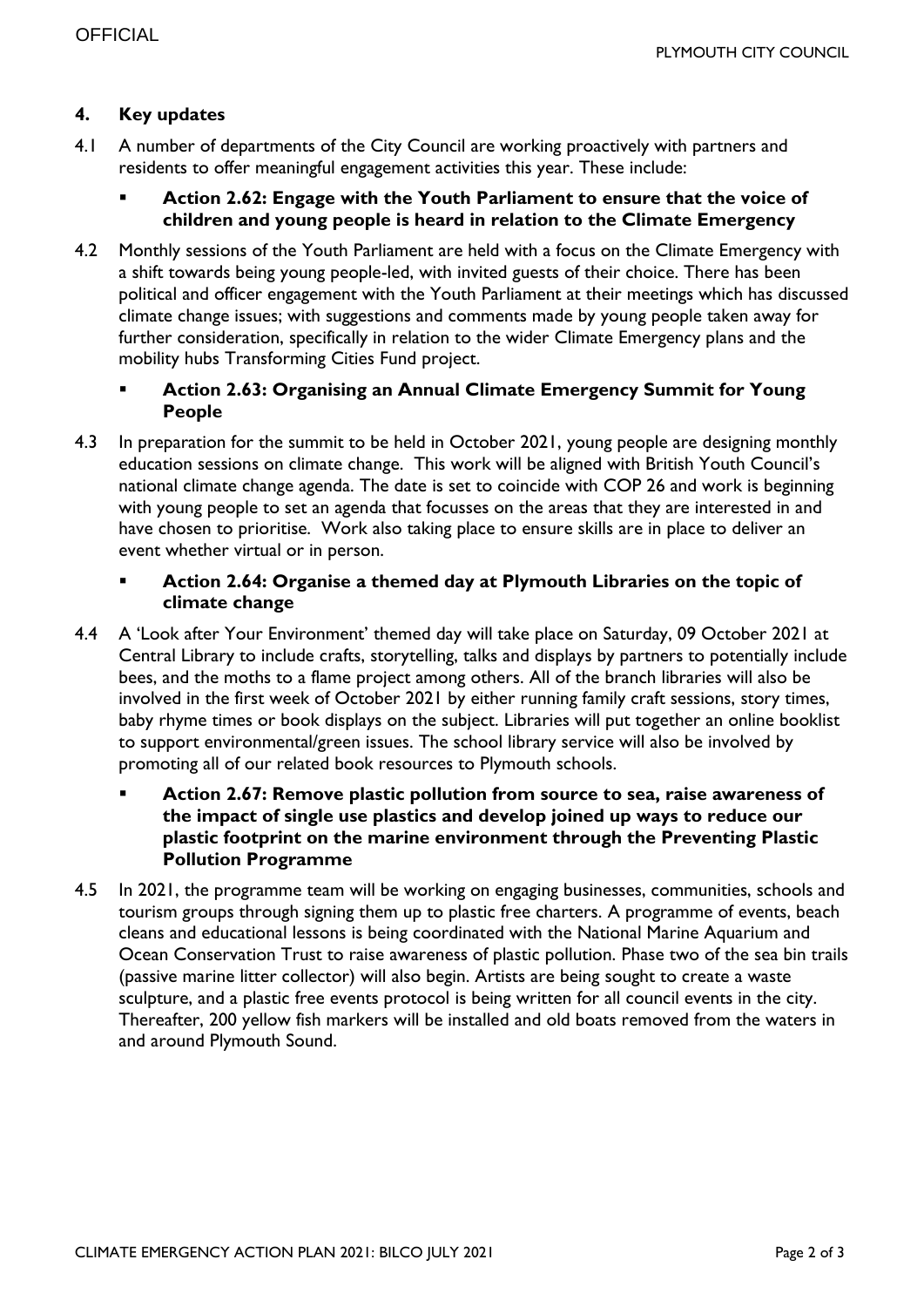## 4. Key updates

4.1 A number of departments of the City Council are working proactively with partners and residents to offer meaningful engagement activities this year. These include:

- **Action 2.62: Engage with the Youth Parliament to ensure that the voice of children and young people is heard in relation to the Climate Emergency**

4.2 Monthly sessions of the Youth Parliament are held with a focus on the Climate Emergency with a shift towards being young people-led, with invited guests of their choice. There has been political and officer engagement with the Youth Parliament at their meetings which has discussed climate change issues; with suggestions and comments made by young people taken away for further consideration, specifically in relation to the wider Climate Emergency plans and the mobility hubs Transforming Cities Fund project.

- **Action 2.63: Organising an Annual Climate Emergency Summit for Young People**

4.3 In preparation for the summit to be held in October 2021, young people are designing monthly education sessions on climate change. This work will be aligned with British Youth Council's national climate change agenda. The date is set to coincide with COP 26 and work is beginning with young people to set an agenda that focusses on the areas that they are interested in and have chosen to prioritise. Work also taking place to ensure skills are in place to deliver an event whether virtual or in person.

- **Action 2.64: Organise a themed day at Plymouth Libraries on the topic of climate change**

4.4 A 'Look after Your Environment' themed day will take place on Saturday, 09 October 2021 at Central Library to include crafts, storytelling, talks and displays by partners to potentially include bees, and the moths to a flame project among others. All of the branch libraries will also be involved in the first week of October 2021 by either running family craft sessions, story times, baby rhyme times or book displays on the subject. Libraries will put together an online booklist to support environmental/green issues. The school library service will also be involved by promoting all of our related book resources to Plymouth schools.

- **Action 2.67: Remove plastic pollution from source to sea, raise awareness of the impact of single use plastics and develop joined up ways to reduce our plastic footprint on the marine environment through the Preventing Plastic Pollution Programme**

4.5 In 2021, the programme team will be working on engaging businesses, communities, schools and tourism groups through signing them up to plastic free charters. A programme of events, beach cleans and educational lessons is being coordinated with the National Marine Aquarium and Ocean Conservation Trust to raise awareness of plastic pollution. Phase two of the sea bin trails (passive marine litter collector) will also begin. Artists are being sought to create a waste sculpture, and a plastic free events protocol is being written for all council events in the city. Thereafter, 200 yellow fish markers will be installed and old boats removed from the waters in and around Plymouth Sound.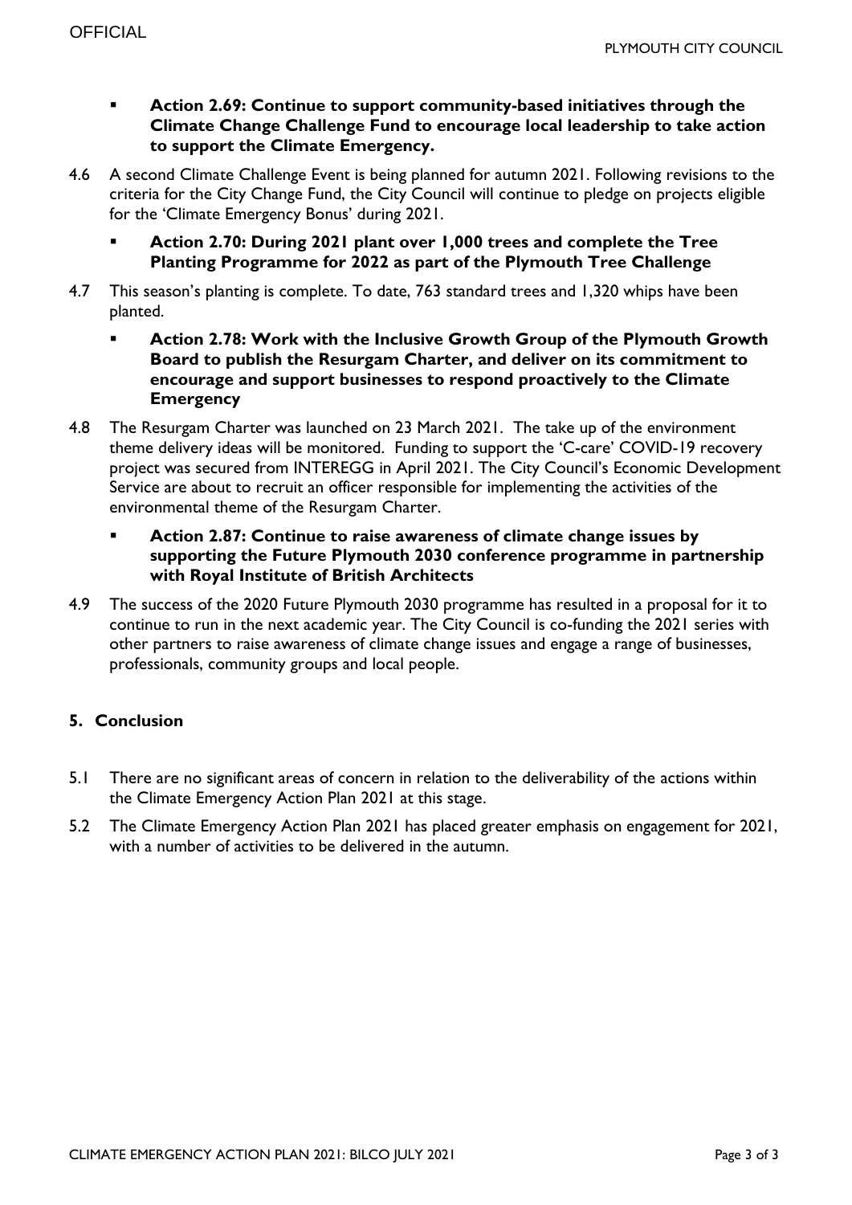- **Action 2.69: Continue to support community-based initiatives through the Climate Change Challenge Fund to encourage local leadership to take action to support the Climate Emergency.**

4.6 A second Climate Challenge Event is being planned for autumn 2021. Following revisions to the criteria for the City Change Fund, the City Council will continue to pledge on projects eligible for the 'Climate Emergency Bonus' during 2021.

- **Action 2.70: During 2021 plant over 1,000 trees and complete the Tree Planting Programme for 2022 as part of the Plymouth Tree Challenge**

4.7 This season's planting is complete. To date, 763 standard trees and 1,320 whips have been planted.

- **Action 2.78: Work with the Inclusive Growth Group of the Plymouth Growth Board to publish the Resurgam Charter, and deliver on its commitment to encourage and support businesses to respond proactively to the Climate Emergency**

4.8 The Resurgam Charter was launched on 23 March 2021. The take up of the environment theme delivery ideas will be monitored. Funding to support the 'C-care' COVID-19 recovery project was secured from INTEREGG in April 2021. The City Council's Economic Development Service are about to recruit an officer responsible for implementing the activities of the environmental theme of the Resurgam Charter.

- **Action 2.87: Continue to raise awareness of climate change issues by supporting the Future Plymouth 2030 conference programme in partnership with Royal Institute of British Architects**

4.9 The success of the 2020 Future Plymouth 2030 programme has resulted in a proposal for it to continue to run in the next academic year. The City Council is co-funding the 2021 series with other partners to raise awareness of climate change issues and engage a range of businesses, professionals, community groups and local people.

## 5. Conclusion

5.1 There are no significant areas of concern in relation to the deliverability of the actions within the Climate Emergency Action Plan 2021 at this stage.

5.2 The Climate Emergency Action Plan 2021 has placed greater emphasis on engagement for 2021, with a number of activities to be delivered in the autumn.